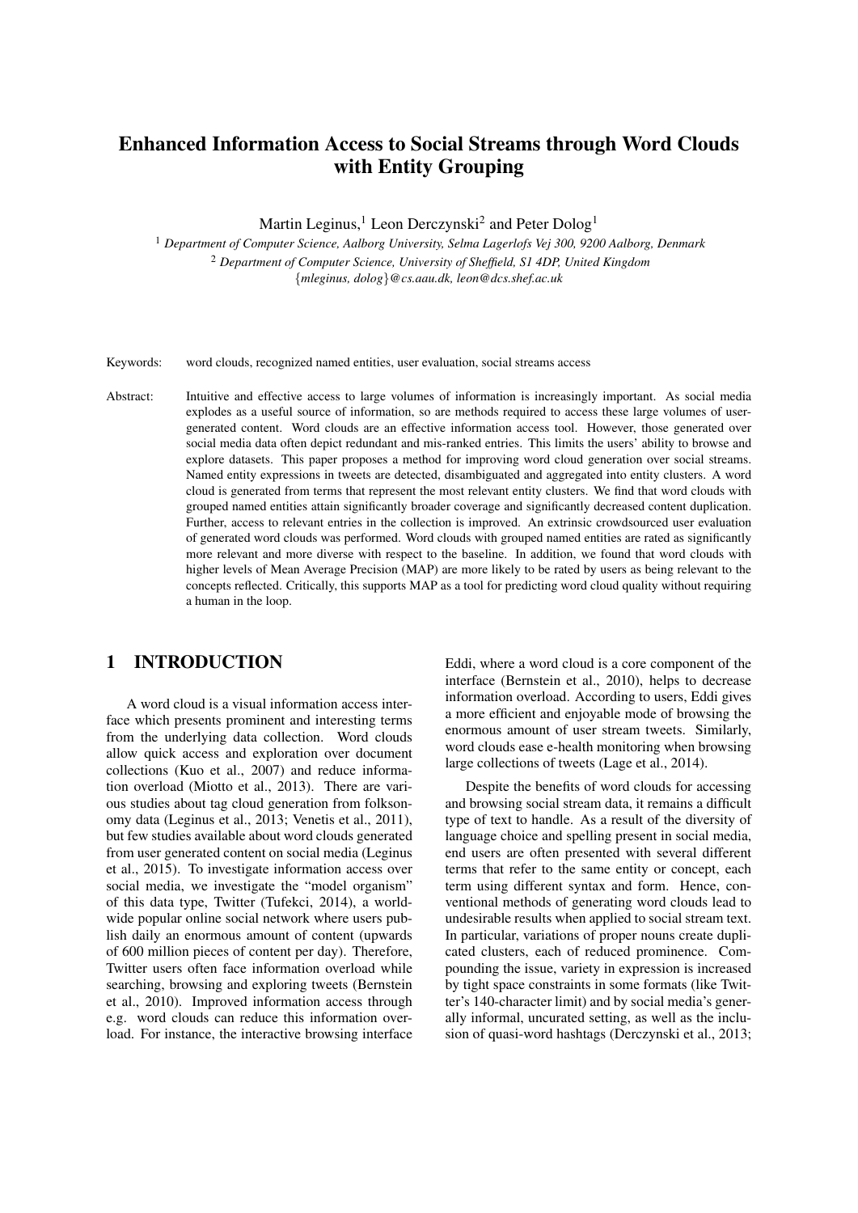# Enhanced Information Access to Social Streams through Word Clouds with Entity Grouping

Martin Leginus,[1] Leon Derczynski[2] and Peter Dolog[1]

[1] *Department of Computer Science, Aalborg University, Selma Lagerlofs Vej 300, 9200 Aalborg, Denmark*
[2] *Department of Computer Science, University of Sheffield, S1 4DP, United Kingdom*
{*mleginus, dolog*}*@cs.aau.dk, leon@dcs.shef.ac.uk*

Keywords: word clouds, recognized named entities, user evaluation, social streams access

Abstract: Intuitive and effective access to large volumes of information is increasingly important. As social media explodes as a useful source of information, so are methods required to access these large volumes of user-generated content. Word clouds are an effective information access tool. However, those generated over social media data often depict redundant and mis-ranked entries. This limits the users' ability to browse and explore datasets. This paper proposes a method for improving word cloud generation over social streams. Named entity expressions in tweets are detected, disambiguated and aggregated into entity clusters. A word cloud is generated from terms that represent the most relevant entity clusters. We find that word clouds with grouped named entities attain significantly broader coverage and significantly decreased content duplication. Further, access to relevant entries in the collection is improved. An extrinsic crowdsourced user evaluation of generated word clouds was performed. Word clouds with grouped named entities are rated as significantly more relevant and more diverse with respect to the baseline. In addition, we found that word clouds with higher levels of Mean Average Precision (MAP) are more likely to be rated by users as being relevant to the concepts reflected. Critically, this supports MAP as a tool for predicting word cloud quality without requiring a human in the loop.

## 1 INTRODUCTION

A word cloud is a visual information access interface which presents prominent and interesting terms from the underlying data collection. Word clouds allow quick access and exploration over document collections (Kuo et al., 2007) and reduce information overload (Miotto et al., 2013). There are various studies about tag cloud generation from folksonomy data (Leginus et al., 2013; Venetis et al., 2011), but few studies available about word clouds generated from user generated content on social media (Leginus et al., 2015). To investigate information access over social media, we investigate the "model organism" of this data type, Twitter (Tufekci, 2014), a worldwide popular online social network where users publish daily an enormous amount of content (upwards of 600 million pieces of content per day). Therefore, Twitter users often face information overload while searching, browsing and exploring tweets (Bernstein et al., 2010). Improved information access through e.g. word clouds can reduce this information overload. For instance, the interactive browsing interface Eddi, where a word cloud is a core component of the interface (Bernstein et al., 2010), helps to decrease information overload. According to users, Eddi gives a more efficient and enjoyable mode of browsing the enormous amount of user stream tweets. Similarly, word clouds ease e-health monitoring when browsing large collections of tweets (Lage et al., 2014).

Despite the benefits of word clouds for accessing and browsing social stream data, it remains a difficult type of text to handle. As a result of the diversity of language choice and spelling present in social media, end users are often presented with several different terms that refer to the same entity or concept, each term using different syntax and form. Hence, conventional methods of generating word clouds lead to undesirable results when applied to social stream text. In particular, variations of proper nouns create duplicated clusters, each of reduced prominence. Compounding the issue, variety in expression is increased by tight space constraints in some formats (like Twitter's 140-character limit) and by social media's generally informal, uncurated setting, as well as the inclusion of quasi-word hashtags (Derczynski et al., 2013;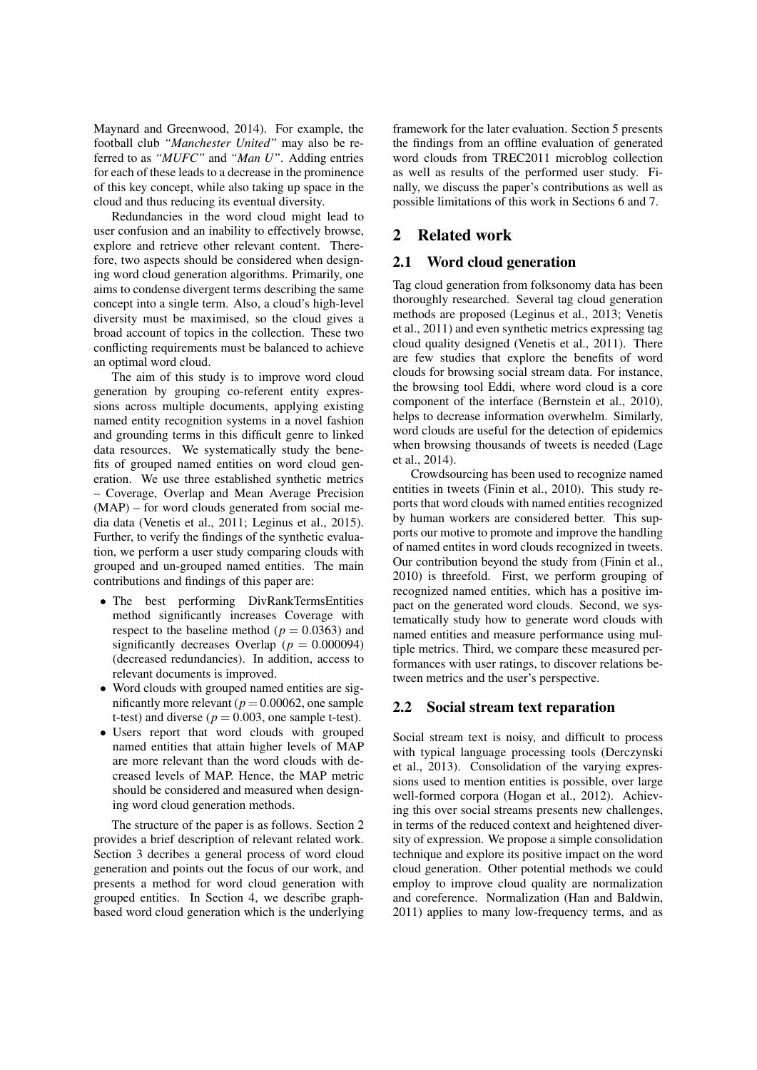Maynard and Greenwood, 2014). For example, the football club *"Manchester United"* may also be referred to as *"MUFC"* and *"Man U"*. Adding entries for each of these leads to a decrease in the prominence of this key concept, while also taking up space in the cloud and thus reducing its eventual diversity.

Redundancies in the word cloud might lead to user confusion and an inability to effectively browse, explore and retrieve other relevant content. Therefore, two aspects should be considered when designing word cloud generation algorithms. Primarily, one aims to condense divergent terms describing the same concept into a single term. Also, a cloud's high-level diversity must be maximised, so the cloud gives a broad account of topics in the collection. These two conflicting requirements must be balanced to achieve an optimal word cloud.

The aim of this study is to improve word cloud generation by grouping co-referent entity expressions across multiple documents, applying existing named entity recognition systems in a novel fashion and grounding terms in this difficult genre to linked data resources. We systematically study the benefits of grouped named entities on word cloud generation. We use three established synthetic metrics – Coverage, Overlap and Mean Average Precision (MAP) – for word clouds generated from social media data (Venetis et al., 2011; Leginus et al., 2015). Further, to verify the findings of the synthetic evaluation, we perform a user study comparing clouds with grouped and un-grouped named entities. The main contributions and findings of this paper are:

- The best performing DivRankTermsEntities method significantly increases Coverage with respect to the baseline method ($p = 0.0363$) and significantly decreases Overlap ($p = 0.000094$) (decreased redundancies). In addition, access to relevant documents is improved.
- Word clouds with grouped named entities are significantly more relevant ($p = 0.00062$, one sample t-test) and diverse ($p = 0.003$, one sample t-test).
- Users report that word clouds with grouped named entities that attain higher levels of MAP are more relevant than the word clouds with decreased levels of MAP. Hence, the MAP metric should be considered and measured when designing word cloud generation methods.

The structure of the paper is as follows. Section 2 provides a brief description of relevant related work. Section 3 decribes a general process of word cloud generation and points out the focus of our work, and presents a method for word cloud generation with grouped entities. In Section 4, we describe graph-based word cloud generation which is the underlying framework for the later evaluation. Section 5 presents the findings from an offline evaluation of generated word clouds from TREC2011 microblog collection as well as results of the performed user study. Finally, we discuss the paper's contributions as well as possible limitations of this work in Sections 6 and 7.

## 2 Related work

### 2.1 Word cloud generation

Tag cloud generation from folksonomy data has been thoroughly researched. Several tag cloud generation methods are proposed (Leginus et al., 2013; Venetis et al., 2011) and even synthetic metrics expressing tag cloud quality designed (Venetis et al., 2011). There are few studies that explore the benefits of word clouds for browsing social stream data. For instance, the browsing tool Eddi, where word cloud is a core component of the interface (Bernstein et al., 2010), helps to decrease information overwhelm. Similarly, word clouds are useful for the detection of epidemics when browsing thousands of tweets is needed (Lage et al., 2014).

Crowdsourcing has been used to recognize named entities in tweets (Finin et al., 2010). This study reports that word clouds with named entities recognized by human workers are considered better. This supports our motive to promote and improve the handling of named entites in word clouds recognized in tweets. Our contribution beyond the study from (Finin et al., 2010) is threefold. First, we perform grouping of recognized named entities, which has a positive impact on the generated word clouds. Second, we systematically study how to generate word clouds with named entities and measure performance using multiple metrics. Third, we compare these measured performances with user ratings, to discover relations between metrics and the user's perspective.

### 2.2 Social stream text reparation

Social stream text is noisy, and difficult to process with typical language processing tools (Derczynski et al., 2013). Consolidation of the varying expressions used to mention entities is possible, over large well-formed corpora (Hogan et al., 2012). Achieving this over social streams presents new challenges, in terms of the reduced context and heightened diversity of expression. We propose a simple consolidation technique and explore its positive impact on the word cloud generation. Other potential methods we could employ to improve cloud quality are normalization and coreference. Normalization (Han and Baldwin, 2011) applies to many low-frequency terms, and as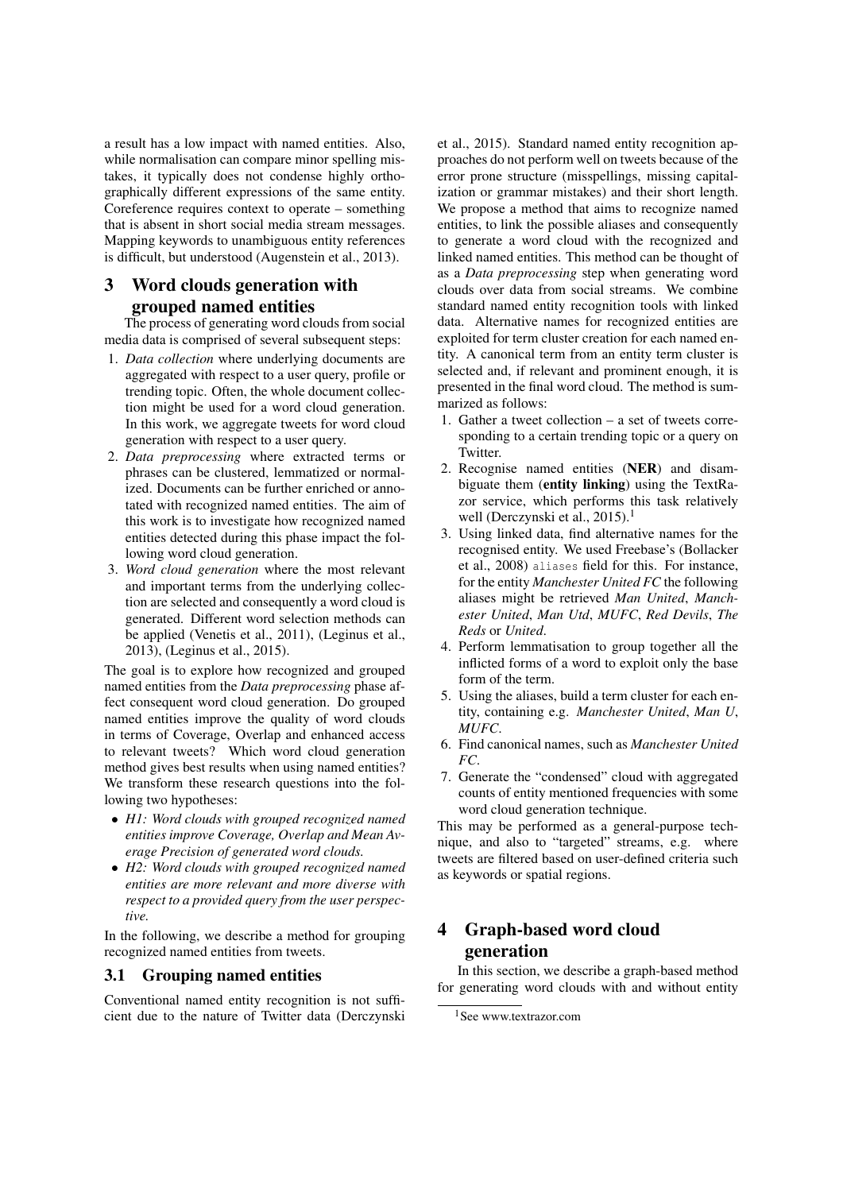a result has a low impact with named entities. Also, while normalisation can compare minor spelling mistakes, it typically does not condense highly orthographically different expressions of the same entity. Coreference requires context to operate – something that is absent in short social media stream messages. Mapping keywords to unambiguous entity references is difficult, but understood (Augenstein et al., 2013).

# 3 Word clouds generation with grouped named entities

The process of generating word clouds from social media data is comprised of several subsequent steps:

1. *Data collection* where underlying documents are aggregated with respect to a user query, profile or trending topic. Often, the whole document collection might be used for a word cloud generation. In this work, we aggregate tweets for word cloud generation with respect to a user query.
2. *Data preprocessing* where extracted terms or phrases can be clustered, lemmatized or normalized. Documents can be further enriched or annotated with recognized named entities. The aim of this work is to investigate how recognized named entities detected during this phase impact the following word cloud generation.
3. *Word cloud generation* where the most relevant and important terms from the underlying collection are selected and consequently a word cloud is generated. Different word selection methods can be applied (Venetis et al., 2011), (Leginus et al., 2013), (Leginus et al., 2015).

The goal is to explore how recognized and grouped named entities from the *Data preprocessing* phase affect consequent word cloud generation. Do grouped named entities improve the quality of word clouds in terms of Coverage, Overlap and enhanced access to relevant tweets? Which word cloud generation method gives best results when using named entities? We transform these research questions into the following two hypotheses:

- *H1: Word clouds with grouped recognized named entities improve Coverage, Overlap and Mean Average Precision of generated word clouds.*
- *H2: Word clouds with grouped recognized named entities are more relevant and more diverse with respect to a provided query from the user perspective.*

In the following, we describe a method for grouping recognized named entities from tweets.

## 3.1 Grouping named entities

Conventional named entity recognition is not sufficient due to the nature of Twitter data (Derczynski et al., 2015). Standard named entity recognition approaches do not perform well on tweets because of the error prone structure (misspellings, missing capitalization or grammar mistakes) and their short length. We propose a method that aims to recognize named entities, to link the possible aliases and consequently to generate a word cloud with the recognized and linked named entities. This method can be thought of as a *Data preprocessing* step when generating word clouds over data from social streams. We combine standard named entity recognition tools with linked data. Alternative names for recognized entities are exploited for term cluster creation for each named entity. A canonical term from an entity term cluster is selected and, if relevant and prominent enough, it is presented in the final word cloud. The method is summarized as follows:

1. Gather a tweet collection – a set of tweets corresponding to a certain trending topic or a query on Twitter.
2. Recognise named entities (**NER**) and disambiguate them (**entity linking**) using the TextRazor service, which performs this task relatively well (Derczynski et al., 2015).[1]
3. Using linked data, find alternative names for the recognised entity. We used Freebase's (Bollacker et al., 2008) `aliases` field for this. For instance, for the entity *Manchester United FC* the following aliases might be retrieved *Man United*, *Manchester United*, *Man Utd*, *MUFC*, *Red Devils*, *The Reds* or *United*.
4. Perform lemmatisation to group together all the inflicted forms of a word to exploit only the base form of the term.
5. Using the aliases, build a term cluster for each entity, containing e.g. *Manchester United*, *Man U*, *MUFC*.
6. Find canonical names, such as *Manchester United FC*.
7. Generate the "condensed" cloud with aggregated counts of entity mentioned frequencies with some word cloud generation technique.

This may be performed as a general-purpose technique, and also to "targeted" streams, e.g. where tweets are filtered based on user-defined criteria such as keywords or spatial regions.

# 4 Graph-based word cloud generation

In this section, we describe a graph-based method for generating word clouds with and without entity

[1] See www.textrazor.com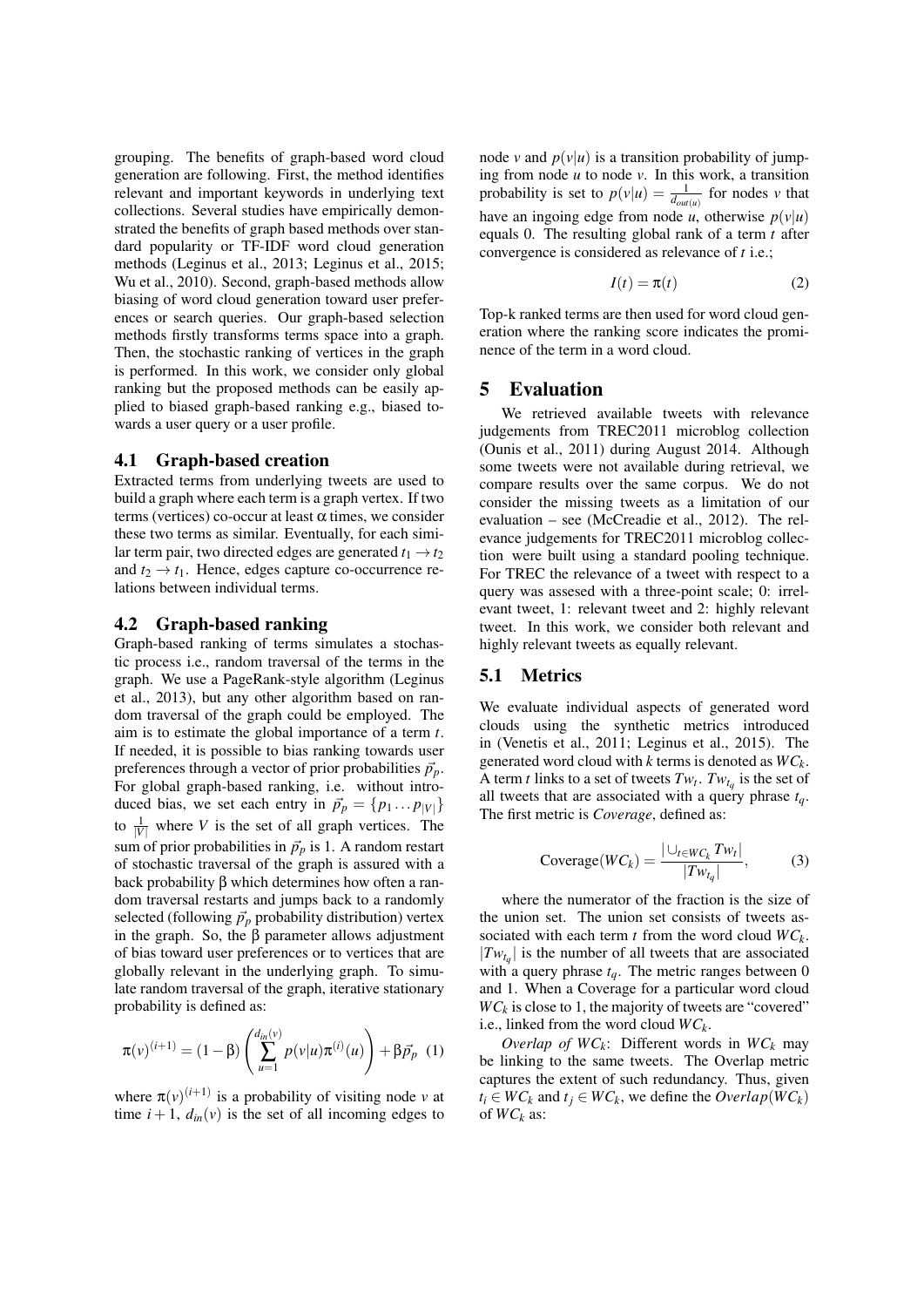grouping. The benefits of graph-based word cloud generation are following. First, the method identifies relevant and important keywords in underlying text collections. Several studies have empirically demonstrated the benefits of graph based methods over standard popularity or TF-IDF word cloud generation methods (Leginus et al., 2013; Leginus et al., 2015; Wu et al., 2010). Second, graph-based methods allow biasing of word cloud generation toward user preferences or search queries. Our graph-based selection methods firstly transforms terms space into a graph. Then, the stochastic ranking of vertices in the graph is performed. In this work, we consider only global ranking but the proposed methods can be easily applied to biased graph-based ranking e.g., biased towards a user query or a user profile.

### 4.1 Graph-based creation

Extracted terms from underlying tweets are used to build a graph where each term is a graph vertex. If two terms (vertices) co-occur at least $\alpha$ times, we consider these two terms as similar. Eventually, for each similar term pair, two directed edges are generated $t_1 \rightarrow t_2$ and $t_2 \rightarrow t_1$. Hence, edges capture co-occurrence relations between individual terms.

### 4.2 Graph-based ranking

Graph-based ranking of terms simulates a stochastic process i.e., random traversal of the terms in the graph. We use a PageRank-style algorithm (Leginus et al., 2013), but any other algorithm based on random traversal of the graph could be employed. The aim is to estimate the global importance of a term $t$. If needed, it is possible to bias ranking towards user preferences through a vector of prior probabilities $\vec{p_p}$. For global graph-based ranking, i.e. without introduced bias, we set each entry in $\vec{p_p} = \{p_1 \dots p_{|V|}\}$ to $\frac{1}{|V|}$ where $V$ is the set of all graph vertices. The sum of prior probabilities in $\vec{p_p}$ is 1. A random restart of stochastic traversal of the graph is assured with a back probability $\beta$ which determines how often a random traversal restarts and jumps back to a randomly selected (following $\vec{p_p}$ probability distribution) vertex in the graph. So, the $\beta$ parameter allows adjustment of bias toward user preferences or to vertices that are globally relevant in the underlying graph. To simulate random traversal of the graph, iterative stationary probability is defined as:

$$\pi(v)^{(i+1)} = (1-\beta)\left(\sum_{u=1}^{d_{in}(v)} p(v|u)\pi^{(i)}(u)\right) + \beta\vec{p_p} \quad (1)$$

where $\pi(v)^{(i+1)}$ is a probability of visiting node $v$ at time $i+1$, $d_{in}(v)$ is the set of all incoming edges to node $v$ and $p(v|u)$ is a transition probability of jumping from node $u$ to node $v$. In this work, a transition probability is set to $p(v|u) = \frac{1}{d_{out}(u)}$ for nodes $v$ that have an ingoing edge from node $u$, otherwise $p(v|u)$ equals 0. The resulting global rank of a term $t$ after convergence is considered as relevance of $t$ i.e.;

$$I(t) = \pi(t) \quad (2)$$

Top-k ranked terms are then used for word cloud generation where the ranking score indicates the prominence of the term in a word cloud.

## 5 Evaluation

We retrieved available tweets with relevance judgements from TREC2011 microblog collection (Ounis et al., 2011) during August 2014. Although some tweets were not available during retrieval, we compare results over the same corpus. We do not consider the missing tweets as a limitation of our evaluation – see (McCreadie et al., 2012). The relevance judgements for TREC2011 microblog collection were built using a standard pooling technique. For TREC the relevance of a tweet with respect to a query was assesed with a three-point scale; 0: irrelevant tweet, 1: relevant tweet and 2: highly relevant tweet. In this work, we consider both relevant and highly relevant tweets as equally relevant.

### 5.1 Metrics

We evaluate individual aspects of generated word clouds using the synthetic metrics introduced in (Venetis et al., 2011; Leginus et al., 2015). The generated word cloud with $k$ terms is denoted as $WC_k$. A term $t$ links to a set of tweets $Tw_t$. $Tw_{t_q}$ is the set of all tweets that are associated with a query phrase $t_q$. The first metric is *Coverage*, defined as:

$$\text{Coverage}(WC_k) = \frac{|\cup_{t \in WC_k} Tw_t|}{|Tw_{t_q}|}, \quad (3)$$

where the numerator of the fraction is the size of the union set. The union set consists of tweets associated with each term $t$ from the word cloud $WC_k$. $|Tw_{t_q}|$ is the number of all tweets that are associated with a query phrase $t_q$. The metric ranges between 0 and 1. When a Coverage for a particular word cloud $WC_k$ is close to 1, the majority of tweets are "covered" i.e., linked from the word cloud $WC_k$.

*Overlap of* $WC_k$: Different words in $WC_k$ may be linking to the same tweets. The Overlap metric captures the extent of such redundancy. Thus, given $t_i \in WC_k$ and $t_j \in WC_k$, we define the $Overlap(WC_k)$ of $WC_k$ as: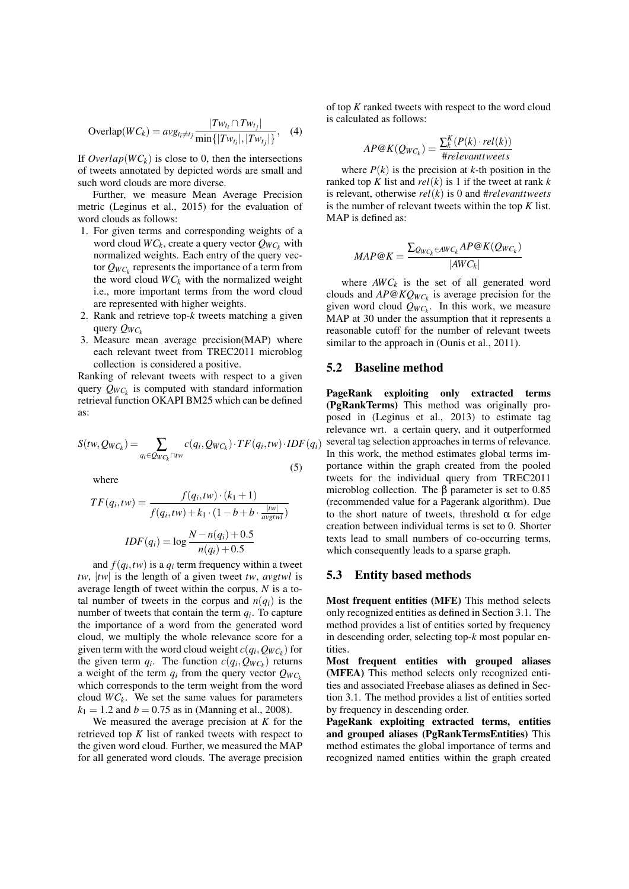$$\text{Overlap}(WC_k) = avg_{t_i \neq t_j} \frac{|Tw_{t_i} \cap Tw_{t_j}|}{\min\{|Tw_{t_i}|, |Tw_{t_j}|\}}, \quad (4)$$

If $Overlap(WC_k)$ is close to 0, then the intersections of tweets annotated by depicted words are small and such word clouds are more diverse.

Further, we measure Mean Average Precision metric (Leginus et al., 2015) for the evaluation of word clouds as follows:

1. For given terms and corresponding weights of a word cloud $WC_k$, create a query vector $Q_{WC_k}$ with normalized weights. Each entry of the query vector $Q_{WC_k}$ represents the importance of a term from the word cloud $WC_k$ with the normalized weight i.e., more important terms from the word cloud are represented with higher weights.
2. Rank and retrieve top-$k$ tweets matching a given query $Q_{WC_k}$
3. Measure mean average precision(MAP) where each relevant tweet from TREC2011 microblog collection is considered a positive.

Ranking of relevant tweets with respect to a given query $Q_{WC_k}$ is computed with standard information retrieval function OKAPI BM25 which can be defined as:

$$S(tw, Q_{WC_k}) = \sum_{q_i \in Q_{WC_k} \cap tw} c(q_i, Q_{WC_k}) \cdot TF(q_i, tw) \cdot IDF(q_i) \quad (5)$$

where

$$TF(q_i, tw) = \frac{f(q_i, tw) \cdot (k_1 + 1)}{f(q_i, tw) + k_1 \cdot (1 - b + b \cdot \frac{|tw|}{avgtwl})}$$

$$IDF(q_i) = \log \frac{N - n(q_i) + 0.5}{n(q_i) + 0.5}$$

and $f(q_i, tw)$ is a $q_i$ term frequency within a tweet $tw$, $|tw|$ is the length of a given tweet $tw$, $avgtwl$ is average length of tweet within the corpus, $N$ is a total number of tweets in the corpus and $n(q_i)$ is the number of tweets that contain the term $q_i$. To capture the importance of a word from the generated word cloud, we multiply the whole relevance score for a given term with the word cloud weight $c(q_i, Q_{WC_k})$ for the given term $q_i$. The function $c(q_i, Q_{WC_k})$ returns a weight of the term $q_i$ from the query vector $Q_{WC_k}$ which corresponds to the term weight from the word cloud $WC_k$. We set the same values for parameters $k_1 = 1.2$ and $b = 0.75$ as in (Manning et al., 2008).

We measured the average precision at $K$ for the retrieved top $K$ list of ranked tweets with respect to the given word cloud. Further, we measured the MAP for all generated word clouds. The average precision of top $K$ ranked tweets with respect to the word cloud is calculated as follows:

$$AP@K(Q_{WC_k}) = \frac{\sum_k^K (P(k) \cdot rel(k))}{\#relevanttweets}$$

where $P(k)$ is the precision at $k$-th position in the ranked top $K$ list and $rel(k)$ is 1 if the tweet at rank $k$ is relevant, otherwise $rel(k)$ is 0 and $\#relevanttweets$ is the number of relevant tweets within the top $K$ list. MAP is defined as:

$$MAP@K = \frac{\sum_{Q_{WC_k} \in AWC_k} AP@K(Q_{WC_k})}{|AWC_k|}$$

where $AWC_k$ is the set of all generated word clouds and $AP@KQ_{WC_k}$ is average precision for the given word cloud $Q_{WC_k}$. In this work, we measure MAP at 30 under the assumption that it represents a reasonable cutoff for the number of relevant tweets similar to the approach in (Ounis et al., 2011).

## 5.2 Baseline method

**PageRank exploiting only extracted terms (PgRankTerms)** This method was originally proposed in (Leginus et al., 2013) to estimate tag relevance wrt. a certain query, and it outperformed several tag selection approaches in terms of relevance. In this work, the method estimates global terms importance within the graph created from the pooled tweets for the individual query from TREC2011 microblog collection. The $\beta$ parameter is set to 0.85 (recommended value for a Pagerank algorithm). Due to the short nature of tweets, threshold $\alpha$ for edge creation between individual terms is set to 0. Shorter texts lead to small numbers of co-occurring terms, which consequently leads to a sparse graph.

## 5.3 Entity based methods

**Most frequent entities (MFE)** This method selects only recognized entities as defined in Section 3.1. The method provides a list of entities sorted by frequency in descending order, selecting top-$k$ most popular entities.

**Most frequent entities with grouped aliases (MFEA)** This method selects only recognized entities and associated Freebase aliases as defined in Section 3.1. The method provides a list of entities sorted by frequency in descending order.

**PageRank exploiting extracted terms, entities and grouped aliases (PgRankTermsEntities)** This method estimates the global importance of terms and recognized named entities within the graph created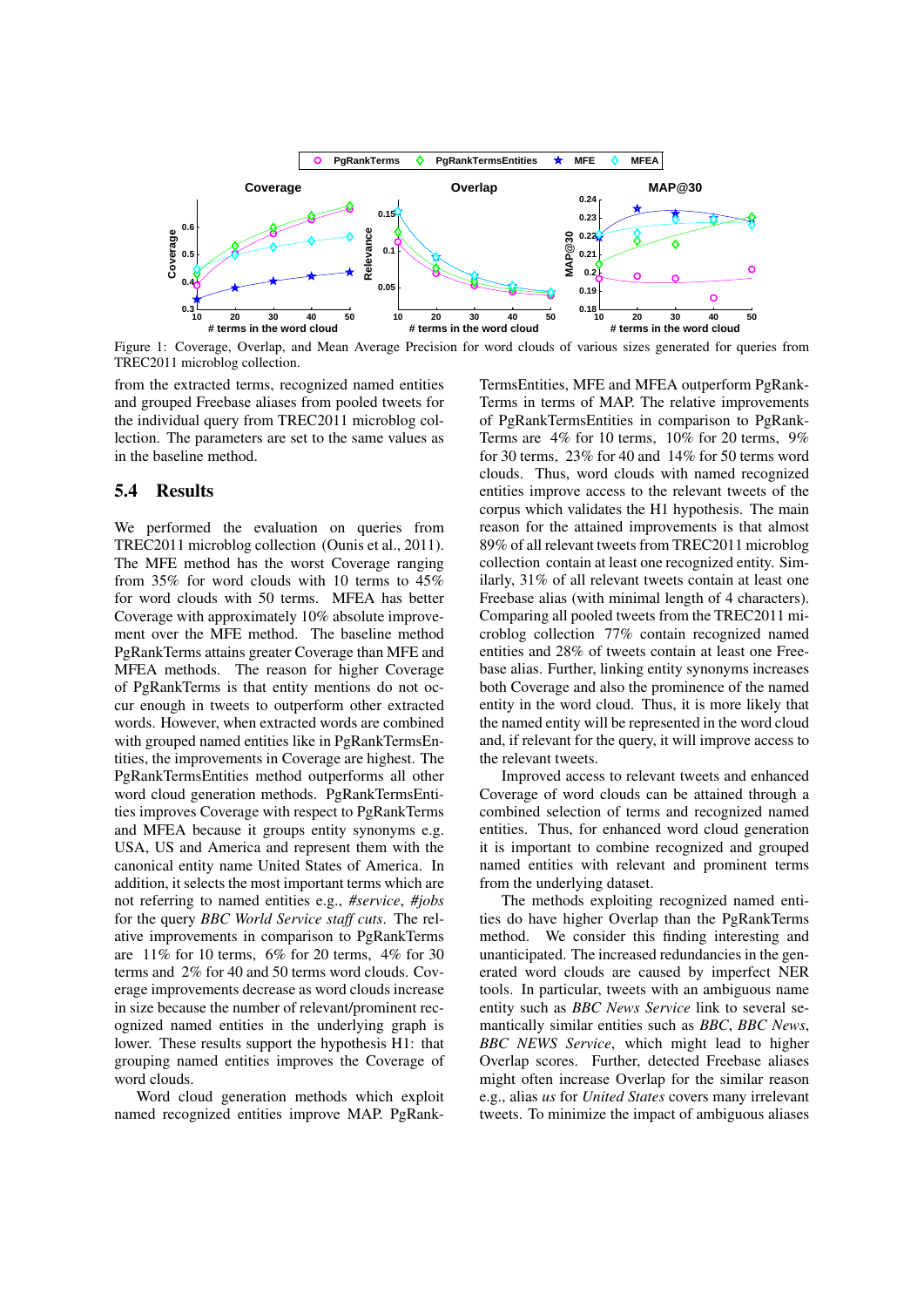PgRankTerms PgRankTermsEntities MFE MFEA

Coverage

Coverage

0.3
0.4
0.5
0.6

10 20 30 40 50

# terms in the word cloud

Overlap

Relevance

0.05
0.1
0.15

10 20 30 40 50

# terms in the word cloud

MAP@30

MAP@30

0.18
0.19
0.2
0.21
0.22
0.23
0.24

10 20 30 40 50

# terms in the word cloud

Figure 1: Coverage, Overlap, and Mean Average Precision for word clouds of various sizes generated for queries from TREC2011 microblog collection.

from the extracted terms, recognized named entities and grouped Freebase aliases from pooled tweets for the individual query from TREC2011 microblog collection. The parameters are set to the same values as in the baseline method.

## 5.4 Results

We performed the evaluation on queries from TREC2011 microblog collection (Ounis et al., 2011). The MFE method has the worst Coverage ranging from 35% for word clouds with 10 terms to 45% for word clouds with 50 terms. MFEA has better Coverage with approximately 10% absolute improvement over the MFE method. The baseline method PgRankTerms attains greater Coverage than MFE and MFEA methods. The reason for higher Coverage of PgRankTerms is that entity mentions do not occur enough in tweets to outperform other extracted words. However, when extracted words are combined with grouped named entities like in PgRankTermsEntities, the improvements in Coverage are highest. The PgRankTermsEntities method outperforms all other word cloud generation methods. PgRankTermsEntities improves Coverage with respect to PgRankTerms and MFEA because it groups entity synonyms e.g. USA, US and America and represent them with the canonical entity name United States of America. In addition, it selects the most important terms which are not referring to named entities e.g., *#service*, *#jobs* for the query *BBC World Service staff cuts*. The relative improvements in comparison to PgRankTerms are 11% for 10 terms, 6% for 20 terms, 4% for 30 terms and 2% for 40 and 50 terms word clouds. Coverage improvements decrease as word clouds increase in size because the number of relevant/prominent recognized named entities in the underlying graph is lower. These results support the hypothesis H1: that grouping named entities improves the Coverage of word clouds.

Word cloud generation methods which exploit named recognized entities improve MAP. PgRankTermsEntities, MFE and MFEA outperform PgRankTerms in terms of MAP. The relative improvements of PgRankTermsEntities in comparison to PgRankTerms are 4% for 10 terms, 10% for 20 terms, 9% for 30 terms, 23% for 40 and 14% for 50 terms word clouds. Thus, word clouds with named recognized entities improve access to the relevant tweets of the corpus which validates the H1 hypothesis. The main reason for the attained improvements is that almost 89% of all relevant tweets from TREC2011 microblog collection contain at least one recognized entity. Similarly, 31% of all relevant tweets contain at least one Freebase alias (with minimal length of 4 characters). Comparing all pooled tweets from the TREC2011 microblog collection 77% contain recognized named entities and 28% of tweets contain at least one Freebase alias. Further, linking entity synonyms increases both Coverage and also the prominence of the named entity in the word cloud. Thus, it is more likely that the named entity will be represented in the word cloud and, if relevant for the query, it will improve access to the relevant tweets.

Improved access to relevant tweets and enhanced Coverage of word clouds can be attained through a combined selection of terms and recognized named entities. Thus, for enhanced word cloud generation it is important to combine recognized and grouped named entities with relevant and prominent terms from the underlying dataset.

The methods exploiting recognized named entities do have higher Overlap than the PgRankTerms method. We consider this finding interesting and unanticipated. The increased redundancies in the generated word clouds are caused by imperfect NER tools. In particular, tweets with an ambiguous name entity such as *BBC News Service* link to several semantically similar entities such as *BBC*, *BBC News*, *BBC NEWS Service*, which might lead to higher Overlap scores. Further, detected Freebase aliases might often increase Overlap for the similar reason e.g., alias *us* for *United States* covers many irrelevant tweets. To minimize the impact of ambiguous aliases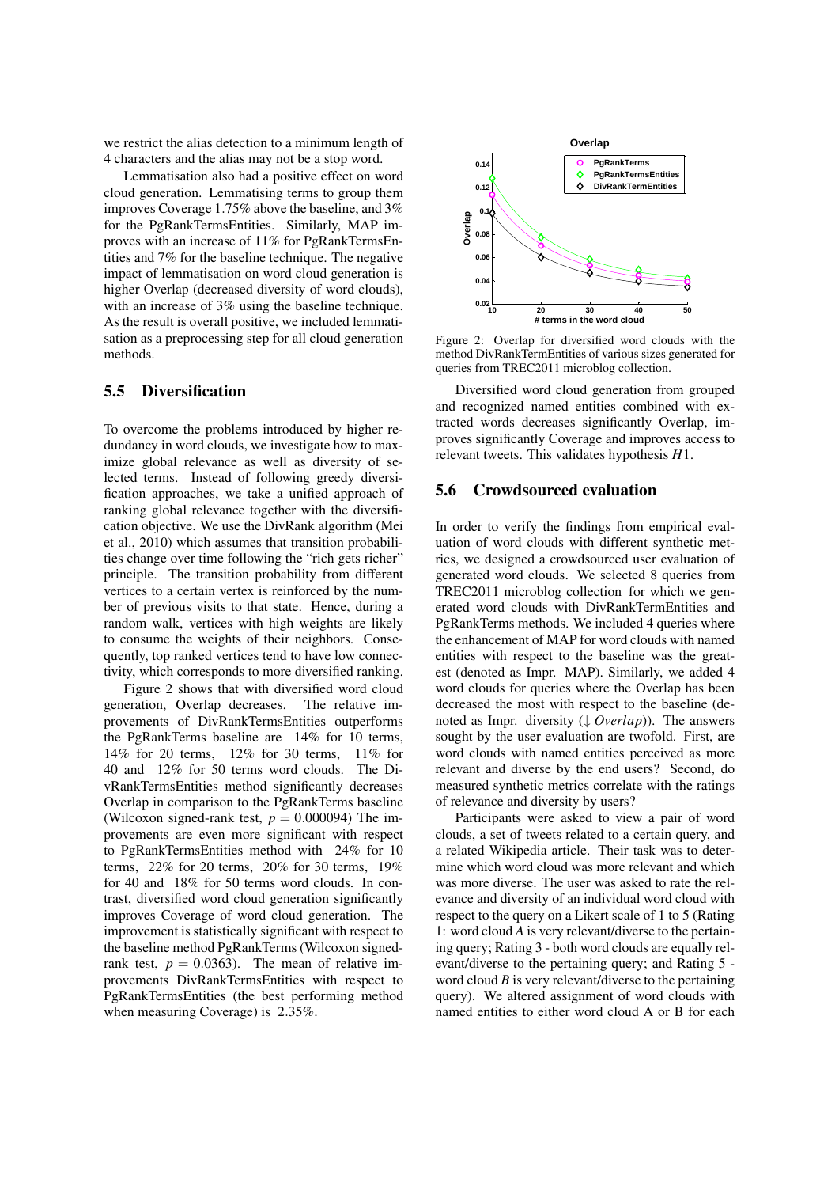we restrict the alias detection to a minimum length of 4 characters and the alias may not be a stop word.

Lemmatisation also had a positive effect on word cloud generation. Lemmatising terms to group them improves Coverage 1.75% above the baseline, and 3% for the PgRankTermsEntities. Similarly, MAP improves with an increase of 11% for PgRankTermsEntities and 7% for the baseline technique. The negative impact of lemmatisation on word cloud generation is higher Overlap (decreased diversity of word clouds), with an increase of 3% using the baseline technique. As the result is overall positive, we included lemmatisation as a preprocessing step for all cloud generation methods.

## 5.5 Diversification

To overcome the problems introduced by higher redundancy in word clouds, we investigate how to maximize global relevance as well as diversity of selected terms. Instead of following greedy diversification approaches, we take a unified approach of ranking global relevance together with the diversification objective. We use the DivRank algorithm (Mei et al., 2010) which assumes that transition probabilities change over time following the "rich gets richer" principle. The transition probability from different vertices to a certain vertex is reinforced by the number of previous visits to that state. Hence, during a random walk, vertices with high weights are likely to consume the weights of their neighbors. Consequently, top ranked vertices tend to have low connectivity, which corresponds to more diversified ranking.

Figure 2 shows that with diversified word cloud generation, Overlap decreases. The relative improvements of DivRankTermsEntities outperforms the PgRankTerms baseline are 14% for 10 terms, 14% for 20 terms, 12% for 30 terms, 11% for 40 and 12% for 50 terms word clouds. The DivRankTermsEntities method significantly decreases Overlap in comparison to the PgRankTerms baseline (Wilcoxon signed-rank test, $p = 0.000094$) The improvements are even more significant with respect to PgRankTermsEntities method with 24% for 10 terms, 22% for 20 terms, 20% for 30 terms, 19% for 40 and 18% for 50 terms word clouds. In contrast, diversified word cloud generation significantly improves Coverage of word cloud generation. The improvement is statistically significant with respect to the baseline method PgRankTerms (Wilcoxon signed-rank test, $p = 0.0363$). The mean of relative improvements DivRankTermsEntities with respect to PgRankTermsEntities (the best performing method when measuring Coverage) is 2.35%.

Overlap
PgRankTerms
PgRankTermsEntities
DivRankTermEntities
Overlap
0.14
0.12
0.1
0.08
0.06
0.04
0.02
10
20
30
40
50
# terms in the word cloud

Figure 2: Overlap for diversified word clouds with the method DivRankTermEntities of various sizes generated for queries from TREC2011 microblog collection.

Diversified word cloud generation from grouped and recognized named entities combined with extracted words decreases significantly Overlap, improves significantly Coverage and improves access to relevant tweets. This validates hypothesis $H1$.

## 5.6 Crowdsourced evaluation

In order to verify the findings from empirical evaluation of word clouds with different synthetic metrics, we designed a crowdsourced user evaluation of generated word clouds. We selected 8 queries from TREC2011 microblog collection for which we generated word clouds with DivRankTermEntities and PgRankTerms methods. We included 4 queries where the enhancement of MAP for word clouds with named entities with respect to the baseline was the greatest (denoted as Impr. MAP). Similarly, we added 4 word clouds for queries where the Overlap has been decreased the most with respect to the baseline (denoted as Impr. diversity ($\downarrow$ *Overlap*)). The answers sought by the user evaluation are twofold. First, are word clouds with named entities perceived as more relevant and diverse by the end users? Second, do measured synthetic metrics correlate with the ratings of relevance and diversity by users?

Participants were asked to view a pair of word clouds, a set of tweets related to a certain query, and a related Wikipedia article. Their task was to determine which word cloud was more relevant and which was more diverse. The user was asked to rate the relevance and diversity of an individual word cloud with respect to the query on a Likert scale of 1 to 5 (Rating 1: word cloud *A* is very relevant/diverse to the pertaining query; Rating 3 - both word clouds are equally relevant/diverse to the pertaining query; and Rating 5 - word cloud *B* is very relevant/diverse to the pertaining query). We altered assignment of word clouds with named entities to either word cloud A or B for each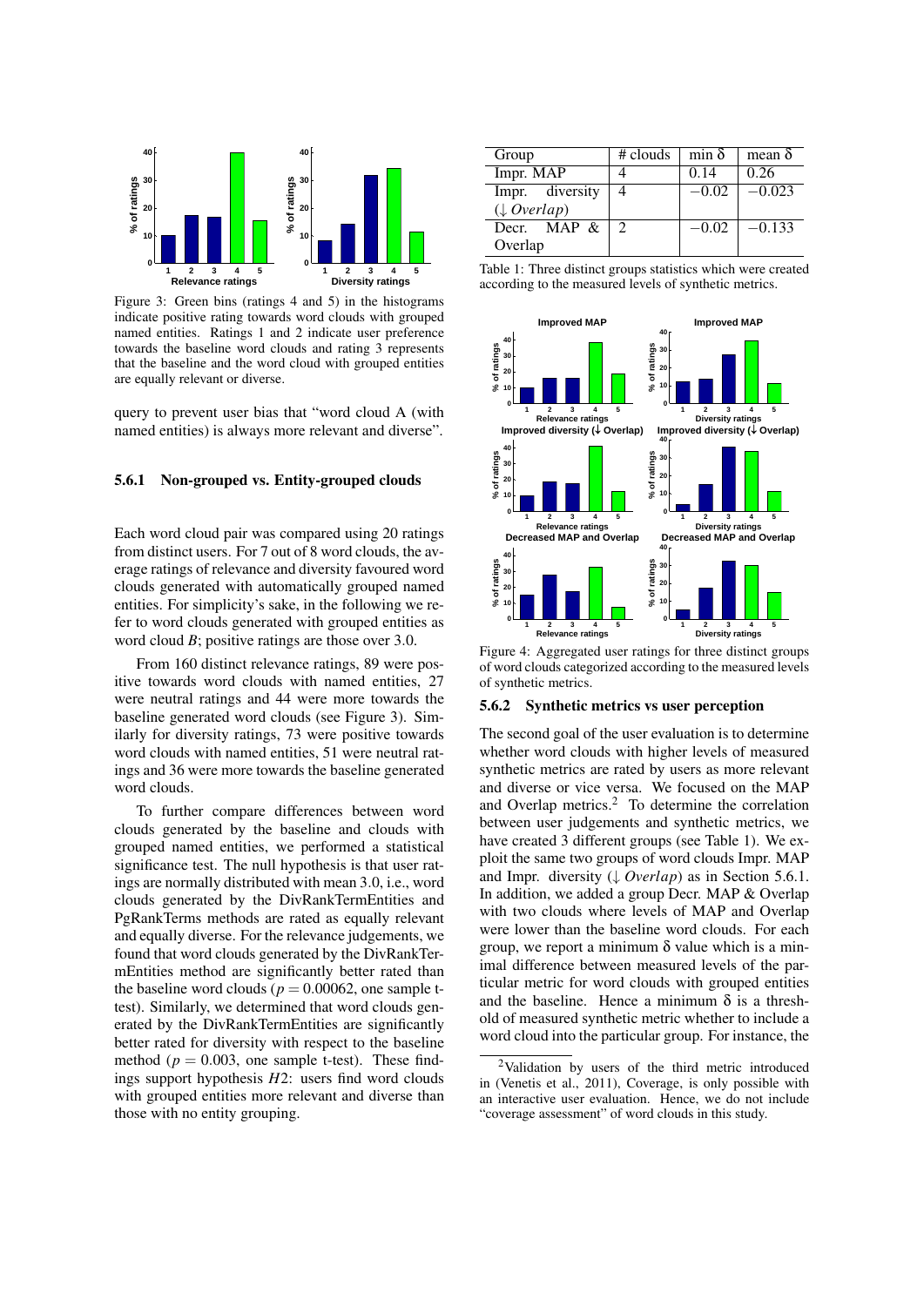% of ratings
40
30
20
10
0
1 2 3 4 5
Relevance ratings

% of ratings
40
30
20
10
0
1 2 3 4 5
Diversity ratings

Figure 3: Green bins (ratings 4 and 5) in the histograms indicate positive rating towards word clouds with grouped named entities. Ratings 1 and 2 indicate user preference towards the baseline word clouds and rating 3 represents that the baseline and the word cloud with grouped entities are equally relevant or diverse.

query to prevent user bias that "word cloud A (with named entities) is always more relevant and diverse".

#### 5.6.1 Non-grouped vs. Entity-grouped clouds

Each word cloud pair was compared using 20 ratings from distinct users. For 7 out of 8 word clouds, the average ratings of relevance and diversity favoured word clouds generated with automatically grouped named entities. For simplicity's sake, in the following we refer to word clouds generated with grouped entities as word cloud *B*; positive ratings are those over 3.0.

From 160 distinct relevance ratings, 89 were positive towards word clouds with named entities, 27 were neutral ratings and 44 were more towards the baseline generated word clouds (see Figure 3). Similarly for diversity ratings, 73 were positive towards word clouds with named entities, 51 were neutral ratings and 36 were more towards the baseline generated word clouds.

To further compare differences between word clouds generated by the baseline and clouds with grouped named entities, we performed a statistical significance test. The null hypothesis is that user ratings are normally distributed with mean 3.0, i.e., word clouds generated by the DivRankTermEntities and PgRankTerms methods are rated as equally relevant and equally diverse. For the relevance judgements, we found that word clouds generated by the DivRankTermEntities method are significantly better rated than the baseline word clouds ($p = 0.00062$, one sample t-test). Similarly, we determined that word clouds generated by the DivRankTermEntities are significantly better rated for diversity with respect to the baseline method ($p = 0.003$, one sample t-test). These findings support hypothesis *H*2: users find word clouds with grouped entities more relevant and diverse than those with no entity grouping.

| Group | # clouds | min $\delta$ | mean $\delta$ |
| --- | --- | --- | --- |
| Impr. MAP | 4 | 0.14 | 0.26 |
| Impr. diversity ($\downarrow$ *Overlap*) | 4 | $-0.02$ | $-0.023$ |
| Decr. MAP & Overlap | 2 | $-0.02$ | $-0.133$ |

Table 1: Three distinct groups statistics which were created according to the measured levels of synthetic metrics.

Improved MAP
% of ratings
40
30
20
10
0
1 2 3 4 5
Relevance ratings

Improved MAP
% of ratings
40
30
20
10
0
1 2 3 4 5
Diversity ratings

Improved diversity (↓ Overlap)
% of ratings
40
30
20
10
0
1 2 3 4 5
Relevance ratings

Improved diversity (↓ Overlap)
% of ratings
40
30
20
10
0
1 2 3 4 5
Diversity ratings

Decreased MAP and Overlap
% of ratings
40
30
20
10
0
1 2 3 4 5
Relevance ratings

Decreased MAP and Overlap
% of ratings
40
30
20
10
0
1 2 3 4 5
Diversity ratings

Figure 4: Aggregated user ratings for three distinct groups of word clouds categorized according to the measured levels of synthetic metrics.

#### 5.6.2 Synthetic metrics vs user perception

The second goal of the user evaluation is to determine whether word clouds with higher levels of measured synthetic metrics are rated by users as more relevant and diverse or vice versa. We focused on the MAP and Overlap metrics.[2] To determine the correlation between user judgements and synthetic metrics, we have created 3 different groups (see Table 1). We exploit the same two groups of word clouds Impr. MAP and Impr. diversity ($\downarrow$ *Overlap*) as in Section 5.6.1. In addition, we added a group Decr. MAP & Overlap with two clouds where levels of MAP and Overlap were lower than the baseline word clouds. For each group, we report a minimum $\delta$ value which is a minimal difference between measured levels of the particular metric for word clouds with grouped entities and the baseline. Hence a minimum $\delta$ is a threshold of measured synthetic metric whether to include a word cloud into the particular group. For instance, the

[2] Validation by users of the third metric introduced in (Venetis et al., 2011), Coverage, is only possible with an interactive user evaluation. Hence, we do not include "coverage assessment" of word clouds in this study.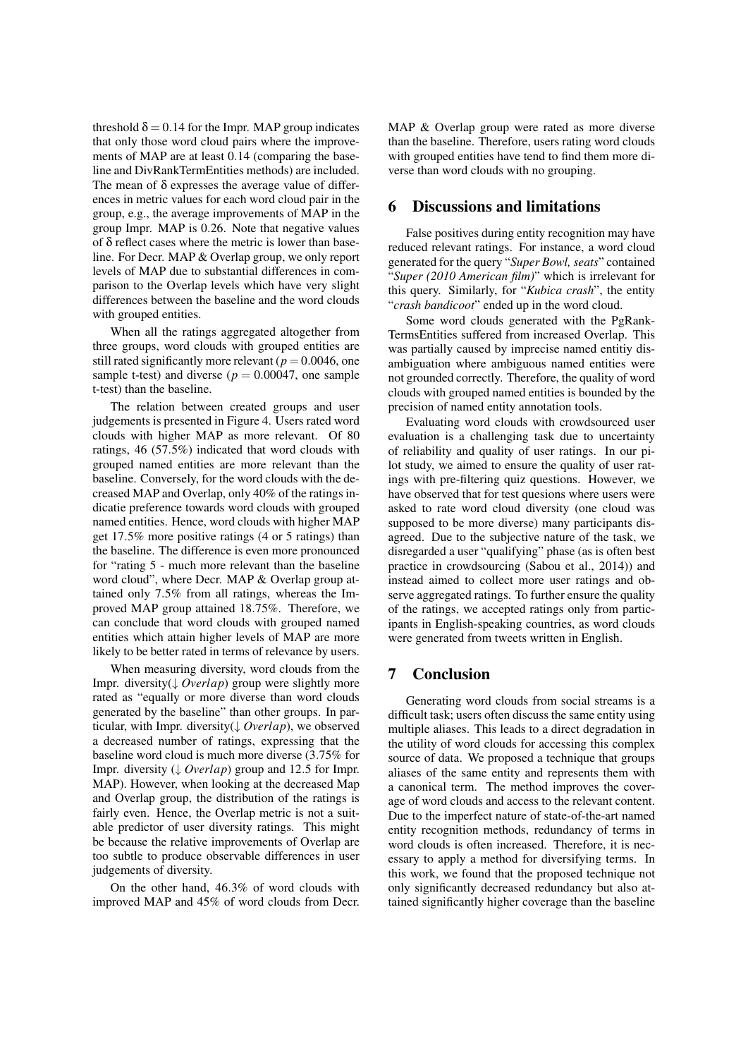threshold $\delta = 0.14$ for the Impr. MAP group indicates that only those word cloud pairs where the improvements of MAP are at least 0.14 (comparing the baseline and DivRankTermEntities methods) are included. The mean of $\delta$ expresses the average value of differences in metric values for each word cloud pair in the group, e.g., the average improvements of MAP in the group Impr. MAP is 0.26. Note that negative values of $\delta$ reflect cases where the metric is lower than baseline. For Decr. MAP & Overlap group, we only report levels of MAP due to substantial differences in comparison to the Overlap levels which have very slight differences between the baseline and the word clouds with grouped entities.

When all the ratings aggregated altogether from three groups, word clouds with grouped entities are still rated significantly more relevant ($p = 0.0046$, one sample t-test) and diverse ($p = 0.00047$, one sample t-test) than the baseline.

The relation between created groups and user judgements is presented in Figure 4. Users rated word clouds with higher MAP as more relevant. Of 80 ratings, 46 (57.5%) indicated that word clouds with grouped named entities are more relevant than the baseline. Conversely, for the word clouds with the decreased MAP and Overlap, only 40% of the ratings indicatie preference towards word clouds with grouped named entities. Hence, word clouds with higher MAP get 17.5% more positive ratings (4 or 5 ratings) than the baseline. The difference is even more pronounced for "rating 5 - much more relevant than the baseline word cloud", where Decr. MAP & Overlap group attained only 7.5% from all ratings, whereas the Improved MAP group attained 18.75%. Therefore, we can conclude that word clouds with grouped named entities which attain higher levels of MAP are more likely to be better rated in terms of relevance by users.

When measuring diversity, word clouds from the Impr. diversity($\downarrow$ *Overlap*) group were slightly more rated as "equally or more diverse than word clouds generated by the baseline" than other groups. In particular, with Impr. diversity($\downarrow$ *Overlap*), we observed a decreased number of ratings, expressing that the baseline word cloud is much more diverse (3.75% for Impr. diversity ($\downarrow$ *Overlap*) group and 12.5 for Impr. MAP). However, when looking at the decreased Map and Overlap group, the distribution of the ratings is fairly even. Hence, the Overlap metric is not a suitable predictor of user diversity ratings. This might be because the relative improvements of Overlap are too subtle to produce observable differences in user judgements of diversity.

On the other hand, 46.3% of word clouds with improved MAP and 45% of word clouds from Decr. MAP & Overlap group were rated as more diverse than the baseline. Therefore, users rating word clouds with grouped entities have tend to find them more diverse than word clouds with no grouping.

## 6 Discussions and limitations

False positives during entity recognition may have reduced relevant ratings. For instance, a word cloud generated for the query "*Super Bowl, seats*" contained "*Super (2010 American film)*" which is irrelevant for this query. Similarly, for "*Kubica crash*", the entity "*crash bandicoot*" ended up in the word cloud.

Some word clouds generated with the PgRank-TermsEntities suffered from increased Overlap. This was partially caused by imprecise named entitiy disambiguation where ambiguous named entities were not grounded correctly. Therefore, the quality of word clouds with grouped named entities is bounded by the precision of named entity annotation tools.

Evaluating word clouds with crowdsourced user evaluation is a challenging task due to uncertainty of reliability and quality of user ratings. In our pilot study, we aimed to ensure the quality of user ratings with pre-filtering quiz questions. However, we have observed that for test quesions where users were asked to rate word cloud diversity (one cloud was supposed to be more diverse) many participants disagreed. Due to the subjective nature of the task, we disregarded a user "qualifying" phase (as is often best practice in crowdsourcing (Sabou et al., 2014)) and instead aimed to collect more user ratings and observe aggregated ratings. To further ensure the quality of the ratings, we accepted ratings only from participants in English-speaking countries, as word clouds were generated from tweets written in English.

## 7 Conclusion

Generating word clouds from social streams is a difficult task; users often discuss the same entity using multiple aliases. This leads to a direct degradation in the utility of word clouds for accessing this complex source of data. We proposed a technique that groups aliases of the same entity and represents them with a canonical term. The method improves the coverage of word clouds and access to the relevant content. Due to the imperfect nature of state-of-the-art named entity recognition methods, redundancy of terms in word clouds is often increased. Therefore, it is necessary to apply a method for diversifying terms. In this work, we found that the proposed technique not only significantly decreased redundancy but also attained significantly higher coverage than the baseline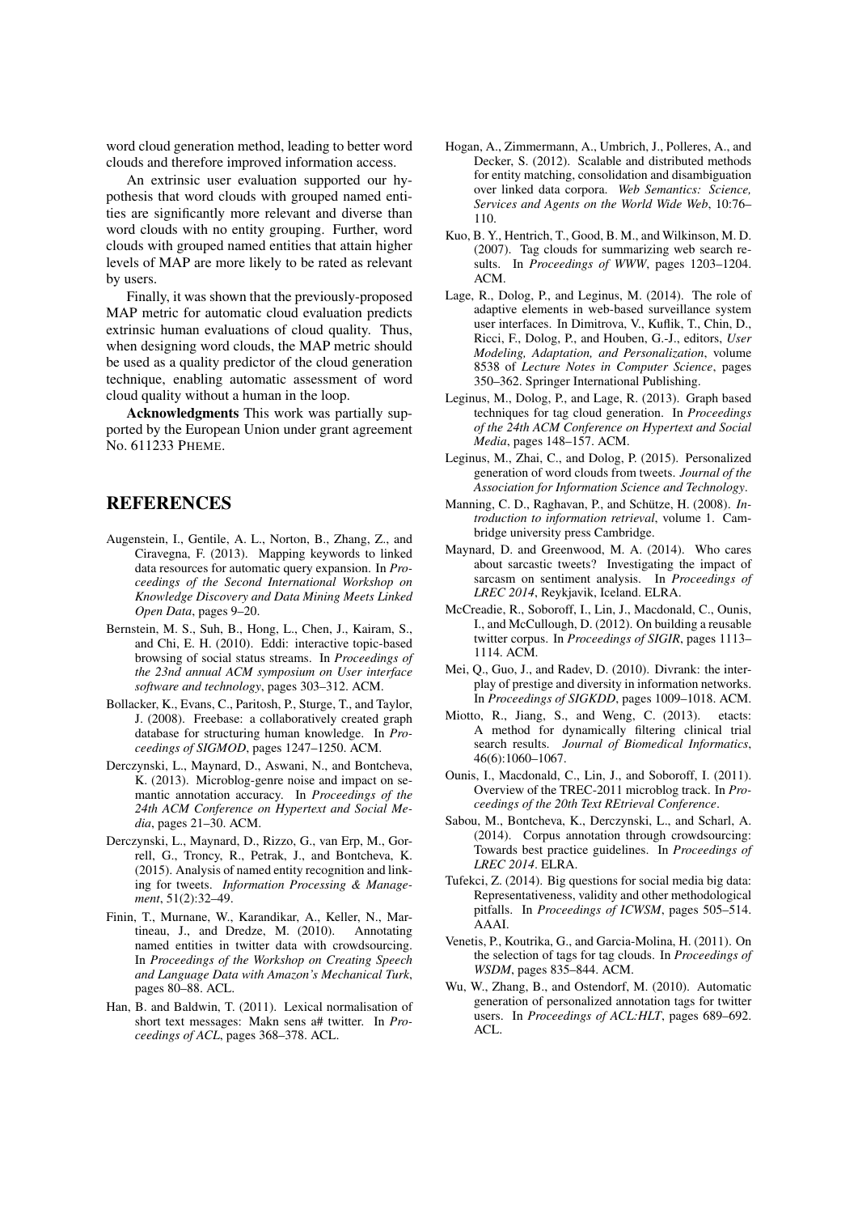word cloud generation method, leading to better word clouds and therefore improved information access.

An extrinsic user evaluation supported our hypothesis that word clouds with grouped named entities are significantly more relevant and diverse than word clouds with no entity grouping. Further, word clouds with grouped named entities that attain higher levels of MAP are more likely to be rated as relevant by users.

Finally, it was shown that the previously-proposed MAP metric for automatic cloud evaluation predicts extrinsic human evaluations of cloud quality. Thus, when designing word clouds, the MAP metric should be used as a quality predictor of the cloud generation technique, enabling automatic assessment of word cloud quality without a human in the loop.

**Acknowledgments** This work was partially supported by the European Union under grant agreement No. 611233 PHEME.

## REFERENCES

Augenstein, I., Gentile, A. L., Norton, B., Zhang, Z., and Ciravegna, F. (2013). Mapping keywords to linked data resources for automatic query expansion. In *Proceedings of the Second International Workshop on Knowledge Discovery and Data Mining Meets Linked Open Data*, pages 9–20.

Bernstein, M. S., Suh, B., Hong, L., Chen, J., Kairam, S., and Chi, E. H. (2010). Eddi: interactive topic-based browsing of social status streams. In *Proceedings of the 23nd annual ACM symposium on User interface software and technology*, pages 303–312. ACM.

Bollacker, K., Evans, C., Paritosh, P., Sturge, T., and Taylor, J. (2008). Freebase: a collaboratively created graph database for structuring human knowledge. In *Proceedings of SIGMOD*, pages 1247–1250. ACM.

Derczynski, L., Maynard, D., Aswani, N., and Bontcheva, K. (2013). Microblog-genre noise and impact on semantic annotation accuracy. In *Proceedings of the 24th ACM Conference on Hypertext and Social Media*, pages 21–30. ACM.

Derczynski, L., Maynard, D., Rizzo, G., van Erp, M., Gorrell, G., Troncy, R., Petrak, J., and Bontcheva, K. (2015). Analysis of named entity recognition and linking for tweets. *Information Processing & Management*, 51(2):32–49.

Finin, T., Murnane, W., Karandikar, A., Keller, N., Martineau, J., and Dredze, M. (2010). Annotating named entities in twitter data with crowdsourcing. In *Proceedings of the Workshop on Creating Speech and Language Data with Amazon's Mechanical Turk*, pages 80–88. ACL.

Han, B. and Baldwin, T. (2011). Lexical normalisation of short text messages: Makn sens a# twitter. In *Proceedings of ACL*, pages 368–378. ACL.

Hogan, A., Zimmermann, A., Umbrich, J., Polleres, A., and Decker, S. (2012). Scalable and distributed methods for entity matching, consolidation and disambiguation over linked data corpora. *Web Semantics: Science, Services and Agents on the World Wide Web*, 10:76–110.

Kuo, B. Y., Hentrich, T., Good, B. M., and Wilkinson, M. D. (2007). Tag clouds for summarizing web search results. In *Proceedings of WWW*, pages 1203–1204. ACM.

Lage, R., Dolog, P., and Leginus, M. (2014). The role of adaptive elements in web-based surveillance system user interfaces. In Dimitrova, V., Kuflik, T., Chin, D., Ricci, F., Dolog, P., and Houben, G.-J., editors, *User Modeling, Adaptation, and Personalization*, volume 8538 of *Lecture Notes in Computer Science*, pages 350–362. Springer International Publishing.

Leginus, M., Dolog, P., and Lage, R. (2013). Graph based techniques for tag cloud generation. In *Proceedings of the 24th ACM Conference on Hypertext and Social Media*, pages 148–157. ACM.

Leginus, M., Zhai, C., and Dolog, P. (2015). Personalized generation of word clouds from tweets. *Journal of the Association for Information Science and Technology*.

Manning, C. D., Raghavan, P., and Schütze, H. (2008). *Introduction to information retrieval*, volume 1. Cambridge university press Cambridge.

Maynard, D. and Greenwood, M. A. (2014). Who cares about sarcastic tweets? Investigating the impact of sarcasm on sentiment analysis. In *Proceedings of LREC 2014*, Reykjavik, Iceland. ELRA.

McCreadie, R., Soboroff, I., Lin, J., Macdonald, C., Ounis, I., and McCullough, D. (2012). On building a reusable twitter corpus. In *Proceedings of SIGIR*, pages 1113–1114. ACM.

Mei, Q., Guo, J., and Radev, D. (2010). Divrank: the interplay of prestige and diversity in information networks. In *Proceedings of SIGKDD*, pages 1009–1018. ACM.

Miotto, R., Jiang, S., and Weng, C. (2013). etacts: A method for dynamically filtering clinical trial search results. *Journal of Biomedical Informatics*, 46(6):1060–1067.

Ounis, I., Macdonald, C., Lin, J., and Soboroff, I. (2011). Overview of the TREC-2011 microblog track. In *Proceedings of the 20th Text REtrieval Conference*.

Sabou, M., Bontcheva, K., Derczynski, L., and Scharl, A. (2014). Corpus annotation through crowdsourcing: Towards best practice guidelines. In *Proceedings of LREC 2014*. ELRA.

Tufekci, Z. (2014). Big questions for social media big data: Representativeness, validity and other methodological pitfalls. In *Proceedings of ICWSM*, pages 505–514. AAAI.

Venetis, P., Koutrika, G., and Garcia-Molina, H. (2011). On the selection of tags for tag clouds. In *Proceedings of WSDM*, pages 835–844. ACM.

Wu, W., Zhang, B., and Ostendorf, M. (2010). Automatic generation of personalized annotation tags for twitter users. In *Proceedings of ACL:HLT*, pages 689–692. ACL.